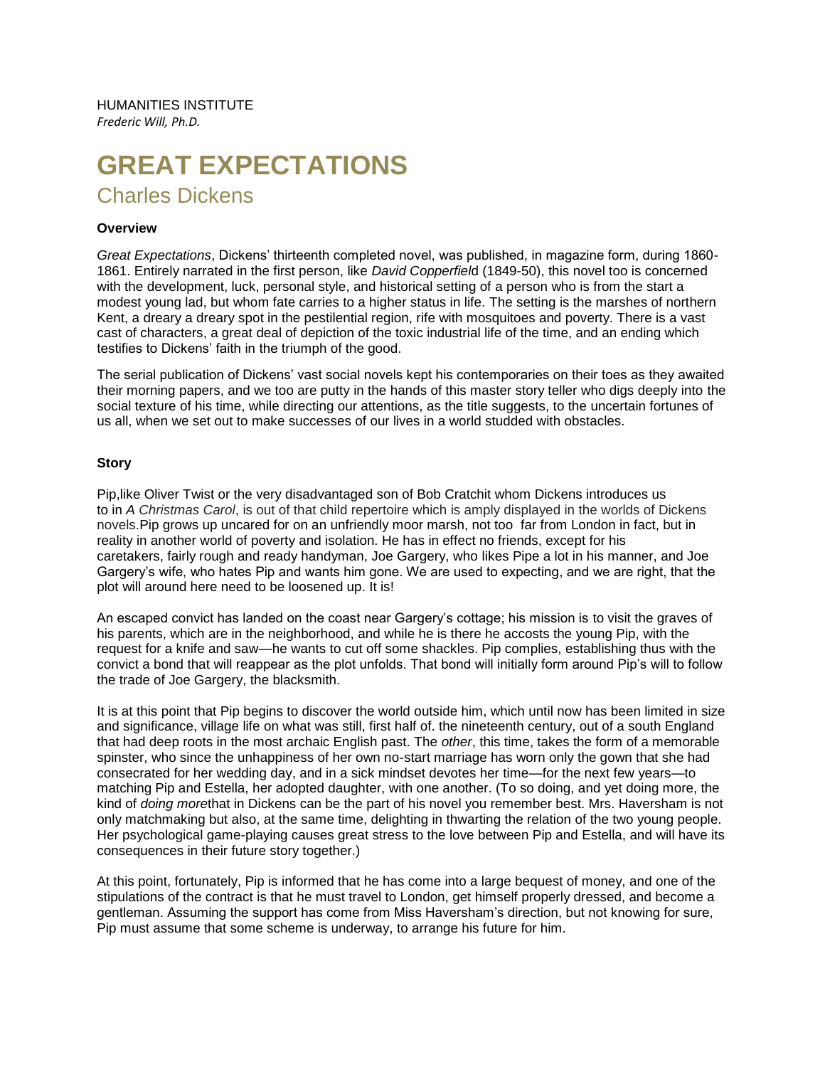HUMANITIES INSTITUTE
*Frederic Will, Ph.D.*

# GREAT EXPECTATIONS

## Charles Dickens

**Overview**

*Great Expectations*, Dickens' thirteenth completed novel, was published, in magazine form, during 1860-1861. Entirely narrated in the first person, like *David Copperfiel*d (1849-50), this novel too is concerned with the development, luck, personal style, and historical setting of a person who is from the start a modest young lad, but whom fate carries to a higher status in life. The setting is the marshes of northern Kent, a dreary a dreary spot in the pestilential region, rife with mosquitoes and poverty. There is a vast cast of characters, a great deal of depiction of the toxic industrial life of the time, and an ending which testifies to Dickens' faith in the triumph of the good.

The serial publication of Dickens' vast social novels kept his contemporaries on their toes as they awaited their morning papers, and we too are putty in the hands of this master story teller who digs deeply into the social texture of his time, while directing our attentions, as the title suggests, to the uncertain fortunes of us all, when we set out to make successes of our lives in a world studded with obstacles.

**Story**

Pip,like Oliver Twist or the very disadvantaged son of Bob Cratchit whom Dickens introduces us to in *A Christmas Carol*, is out of that child repertoire which is amply displayed in the worlds of Dickens novels.Pip grows up uncared for on an unfriendly moor marsh, not too far from London in fact, but in reality in another world of poverty and isolation. He has in effect no friends, except for his caretakers, fairly rough and ready handyman, Joe Gargery, who likes Pipe a lot in his manner, and Joe Gargery's wife, who hates Pip and wants him gone. We are used to expecting, and we are right, that the plot will around here need to be loosened up. It is!

An escaped convict has landed on the coast near Gargery's cottage; his mission is to visit the graves of his parents, which are in the neighborhood, and while he is there he accosts the young Pip, with the request for a knife and saw—he wants to cut off some shackles. Pip complies, establishing thus with the convict a bond that will reappear as the plot unfolds. That bond will initially form around Pip's will to follow the trade of Joe Gargery, the blacksmith.

It is at this point that Pip begins to discover the world outside him, which until now has been limited in size and significance, village life on what was still, first half of. the nineteenth century, out of a south England that had deep roots in the most archaic English past. The *other*, this time, takes the form of a memorable spinster, who since the unhappiness of her own no-start marriage has worn only the gown that she had consecrated for her wedding day, and in a sick mindset devotes her time—for the next few years—to matching Pip and Estella, her adopted daughter, with one another. (To so doing, and yet doing more, the kind of *doing more*that in Dickens can be the part of his novel you remember best. Mrs. Haversham is not only matchmaking but also, at the same time, delighting in thwarting the relation of the two young people. Her psychological game-playing causes great stress to the love between Pip and Estella, and will have its consequences in their future story together.)

At this point, fortunately, Pip is informed that he has come into a large bequest of money, and one of the stipulations of the contract is that he must travel to London, get himself properly dressed, and become a gentleman. Assuming the support has come from Miss Haversham's direction, but not knowing for sure, Pip must assume that some scheme is underway, to arrange his future for him.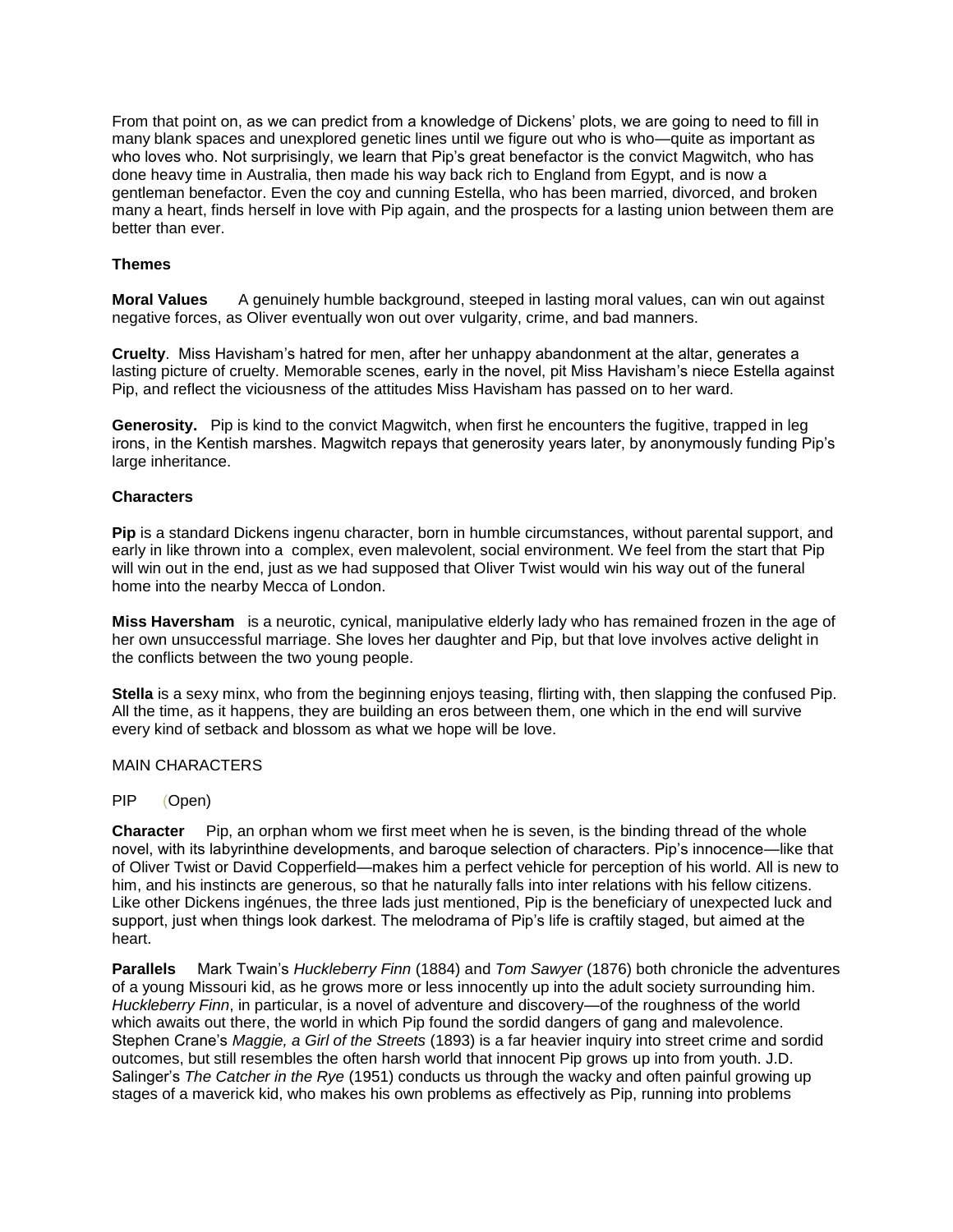From that point on, as we can predict from a knowledge of Dickens' plots, we are going to need to fill in many blank spaces and unexplored genetic lines until we figure out who is who—quite as important as who loves who. Not surprisingly, we learn that Pip's great benefactor is the convict Magwitch, who has done heavy time in Australia, then made his way back rich to England from Egypt, and is now a gentleman benefactor. Even the coy and cunning Estella, who has been married, divorced, and broken many a heart, finds herself in love with Pip again, and the prospects for a lasting union between them are better than ever.

**Themes**

**Moral Values** A genuinely humble background, steeped in lasting moral values, can win out against negative forces, as Oliver eventually won out over vulgarity, crime, and bad manners.

**Cruelty**. Miss Havisham's hatred for men, after her unhappy abandonment at the altar, generates a lasting picture of cruelty. Memorable scenes, early in the novel, pit Miss Havisham's niece Estella against Pip, and reflect the viciousness of the attitudes Miss Havisham has passed on to her ward.

**Generosity.** Pip is kind to the convict Magwitch, when first he encounters the fugitive, trapped in leg irons, in the Kentish marshes. Magwitch repays that generosity years later, by anonymously funding Pip's large inheritance.

**Characters**

**Pip** is a standard Dickens ingenu character, born in humble circumstances, without parental support, and early in like thrown into a complex, even malevolent, social environment. We feel from the start that Pip will win out in the end, just as we had supposed that Oliver Twist would win his way out of the funeral home into the nearby Mecca of London.

**Miss Haversham** is a neurotic, cynical, manipulative elderly lady who has remained frozen in the age of her own unsuccessful marriage. She loves her daughter and Pip, but that love involves active delight in the conflicts between the two young people.

**Stella** is a sexy minx, who from the beginning enjoys teasing, flirting with, then slapping the confused Pip. All the time, as it happens, they are building an eros between them, one which in the end will survive every kind of setback and blossom as what we hope will be love.

MAIN CHARACTERS

PIP (Open)

**Character** Pip, an orphan whom we first meet when he is seven, is the binding thread of the whole novel, with its labyrinthine developments, and baroque selection of characters. Pip's innocence—like that of Oliver Twist or David Copperfield—makes him a perfect vehicle for perception of his world. All is new to him, and his instincts are generous, so that he naturally falls into inter relations with his fellow citizens. Like other Dickens ingénues, the three lads just mentioned, Pip is the beneficiary of unexpected luck and support, just when things look darkest. The melodrama of Pip's life is craftily staged, but aimed at the heart.

**Parallels** Mark Twain's *Huckleberry Finn* (1884) and *Tom Sawyer* (1876) both chronicle the adventures of a young Missouri kid, as he grows more or less innocently up into the adult society surrounding him. *Huckleberry Finn*, in particular, is a novel of adventure and discovery—of the roughness of the world which awaits out there, the world in which Pip found the sordid dangers of gang and malevolence. Stephen Crane's *Maggie, a Girl of the Streets* (1893) is a far heavier inquiry into street crime and sordid outcomes, but still resembles the often harsh world that innocent Pip grows up into from youth. J.D. Salinger's *The Catcher in the Rye* (1951) conducts us through the wacky and often painful growing up stages of a maverick kid, who makes his own problems as effectively as Pip, running into problems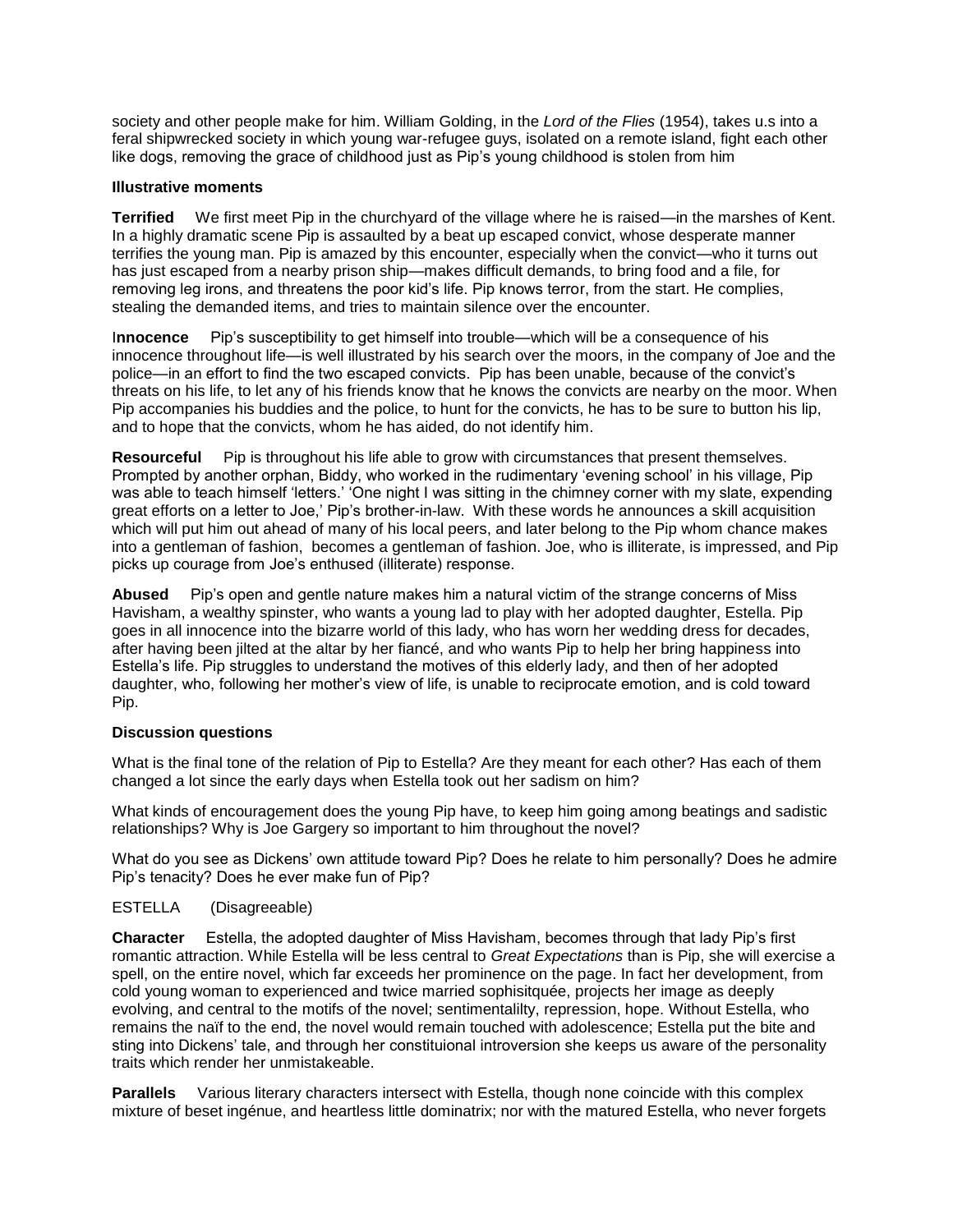society and other people make for him. William Golding, in the *Lord of the Flies* (1954), takes u.s into a feral shipwrecked society in which young war-refugee guys, isolated on a remote island, fight each other like dogs, removing the grace of childhood just as Pip's young childhood is stolen from him

**Illustrative moments**

**Terrified** We first meet Pip in the churchyard of the village where he is raised—in the marshes of Kent. In a highly dramatic scene Pip is assaulted by a beat up escaped convict, whose desperate manner terrifies the young man. Pip is amazed by this encounter, especially when the convict—who it turns out has just escaped from a nearby prison ship—makes difficult demands, to bring food and a file, for removing leg irons, and threatens the poor kid's life. Pip knows terror, from the start. He complies, stealing the demanded items, and tries to maintain silence over the encounter.

I**nnocence** Pip's susceptibility to get himself into trouble—which will be a consequence of his innocence throughout life—is well illustrated by his search over the moors, in the company of Joe and the police—in an effort to find the two escaped convicts. Pip has been unable, because of the convict's threats on his life, to let any of his friends know that he knows the convicts are nearby on the moor. When Pip accompanies his buddies and the police, to hunt for the convicts, he has to be sure to button his lip, and to hope that the convicts, whom he has aided, do not identify him.

**Resourceful** Pip is throughout his life able to grow with circumstances that present themselves. Prompted by another orphan, Biddy, who worked in the rudimentary 'evening school' in his village, Pip was able to teach himself 'letters.' 'One night I was sitting in the chimney corner with my slate, expending great efforts on a letter to Joe,' Pip's brother-in-law. With these words he announces a skill acquisition which will put him out ahead of many of his local peers, and later belong to the Pip whom chance makes into a gentleman of fashion, becomes a gentleman of fashion. Joe, who is illiterate, is impressed, and Pip picks up courage from Joe's enthused (illiterate) response.

**Abused** Pip's open and gentle nature makes him a natural victim of the strange concerns of Miss Havisham, a wealthy spinster, who wants a young lad to play with her adopted daughter, Estella. Pip goes in all innocence into the bizarre world of this lady, who has worn her wedding dress for decades, after having been jilted at the altar by her fiancé, and who wants Pip to help her bring happiness into Estella's life. Pip struggles to understand the motives of this elderly lady, and then of her adopted daughter, who, following her mother's view of life, is unable to reciprocate emotion, and is cold toward Pip.

**Discussion questions**

What is the final tone of the relation of Pip to Estella? Are they meant for each other? Has each of them changed a lot since the early days when Estella took out her sadism on him?

What kinds of encouragement does the young Pip have, to keep him going among beatings and sadistic relationships? Why is Joe Gargery so important to him throughout the novel?

What do you see as Dickens' own attitude toward Pip? Does he relate to him personally? Does he admire Pip's tenacity? Does he ever make fun of Pip?

ESTELLA (Disagreeable)

**Character** Estella, the adopted daughter of Miss Havisham, becomes through that lady Pip's first romantic attraction. While Estella will be less central to *Great Expectations* than is Pip, she will exercise a spell, on the entire novel, which far exceeds her prominence on the page. In fact her development, from cold young woman to experienced and twice married sophisitquée, projects her image as deeply evolving, and central to the motifs of the novel; sentimentalilty, repression, hope. Without Estella, who remains the naïf to the end, the novel would remain touched with adolescence; Estella put the bite and sting into Dickens' tale, and through her constituional introversion she keeps us aware of the personality traits which render her unmistakeable.

**Parallels** Various literary characters intersect with Estella, though none coincide with this complex mixture of beset ingénue, and heartless little dominatrix; nor with the matured Estella, who never forgets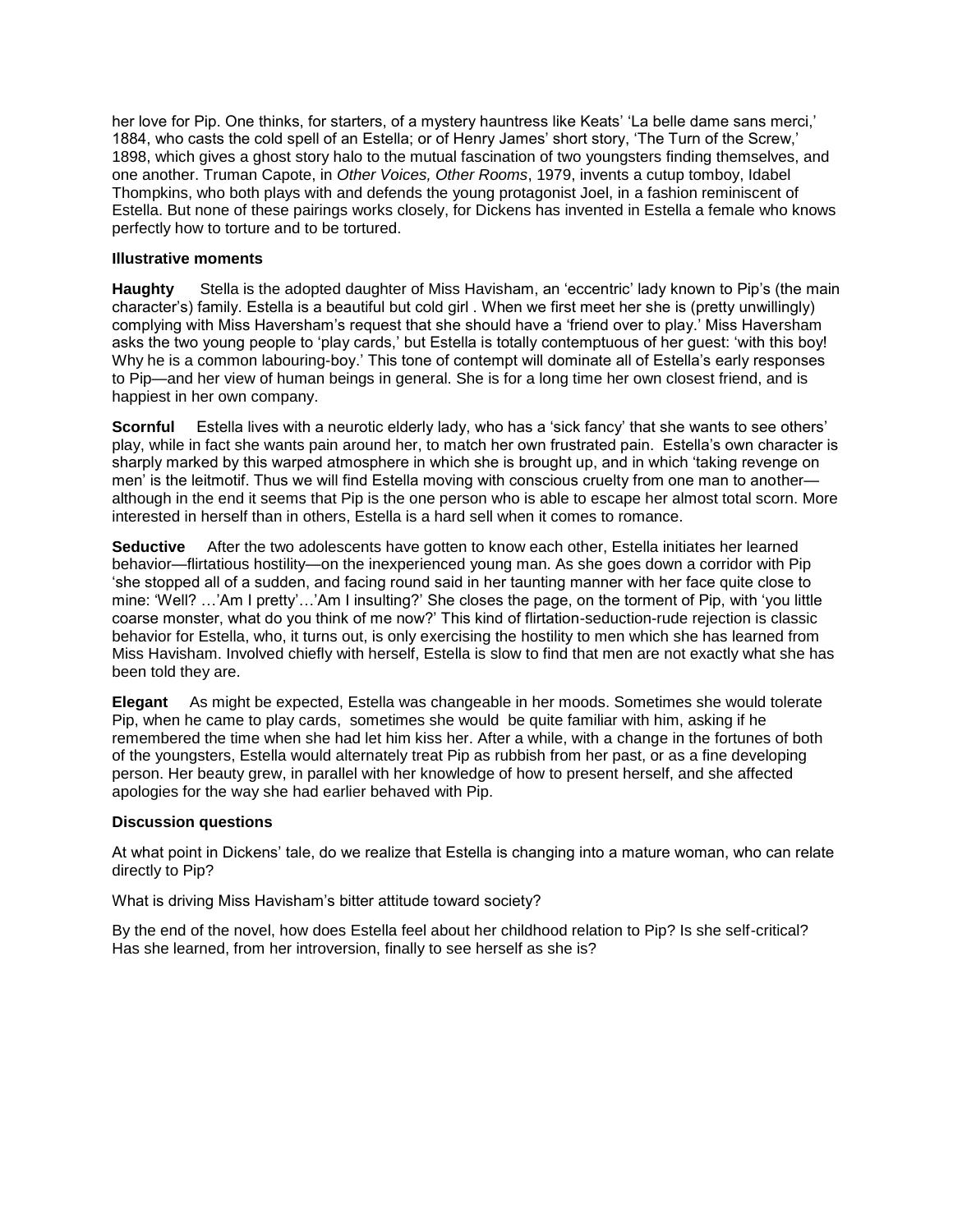her love for Pip. One thinks, for starters, of a mystery hauntress like Keats' 'La belle dame sans merci,' 1884, who casts the cold spell of an Estella; or of Henry James' short story, 'The Turn of the Screw,' 1898, which gives a ghost story halo to the mutual fascination of two youngsters finding themselves, and one another. Truman Capote, in *Other Voices, Other Rooms*, 1979, invents a cutup tomboy, Idabel Thompkins, who both plays with and defends the young protagonist Joel, in a fashion reminiscent of Estella. But none of these pairings works closely, for Dickens has invented in Estella a female who knows perfectly how to torture and to be tortured.

**Illustrative moments**

**Haughty** Stella is the adopted daughter of Miss Havisham, an 'eccentric' lady known to Pip's (the main character's) family. Estella is a beautiful but cold girl . When we first meet her she is (pretty unwillingly) complying with Miss Haversham's request that she should have a 'friend over to play.' Miss Haversham asks the two young people to 'play cards,' but Estella is totally contemptuous of her guest: 'with this boy! Why he is a common labouring-boy.' This tone of contempt will dominate all of Estella's early responses to Pip—and her view of human beings in general. She is for a long time her own closest friend, and is happiest in her own company.

**Scornful** Estella lives with a neurotic elderly lady, who has a 'sick fancy' that she wants to see others' play, while in fact she wants pain around her, to match her own frustrated pain. Estella's own character is sharply marked by this warped atmosphere in which she is brought up, and in which 'taking revenge on men' is the leitmotif. Thus we will find Estella moving with conscious cruelty from one man to another—although in the end it seems that Pip is the one person who is able to escape her almost total scorn. More interested in herself than in others, Estella is a hard sell when it comes to romance.

**Seductive** After the two adolescents have gotten to know each other, Estella initiates her learned behavior—flirtatious hostility—on the inexperienced young man. As she goes down a corridor with Pip 'she stopped all of a sudden, and facing round said in her taunting manner with her face quite close to mine: 'Well? …'Am I pretty'…'Am I insulting?' She closes the page, on the torment of Pip, with 'you little coarse monster, what do you think of me now?' This kind of flirtation-seduction-rude rejection is classic behavior for Estella, who, it turns out, is only exercising the hostility to men which she has learned from Miss Havisham. Involved chiefly with herself, Estella is slow to find that men are not exactly what she has been told they are.

**Elegant** As might be expected, Estella was changeable in her moods. Sometimes she would tolerate Pip, when he came to play cards, sometimes she would be quite familiar with him, asking if he remembered the time when she had let him kiss her. After a while, with a change in the fortunes of both of the youngsters, Estella would alternately treat Pip as rubbish from her past, or as a fine developing person. Her beauty grew, in parallel with her knowledge of how to present herself, and she affected apologies for the way she had earlier behaved with Pip.

**Discussion questions**

At what point in Dickens' tale, do we realize that Estella is changing into a mature woman, who can relate directly to Pip?

What is driving Miss Havisham's bitter attitude toward society?

By the end of the novel, how does Estella feel about her childhood relation to Pip? Is she self-critical? Has she learned, from her introversion, finally to see herself as she is?